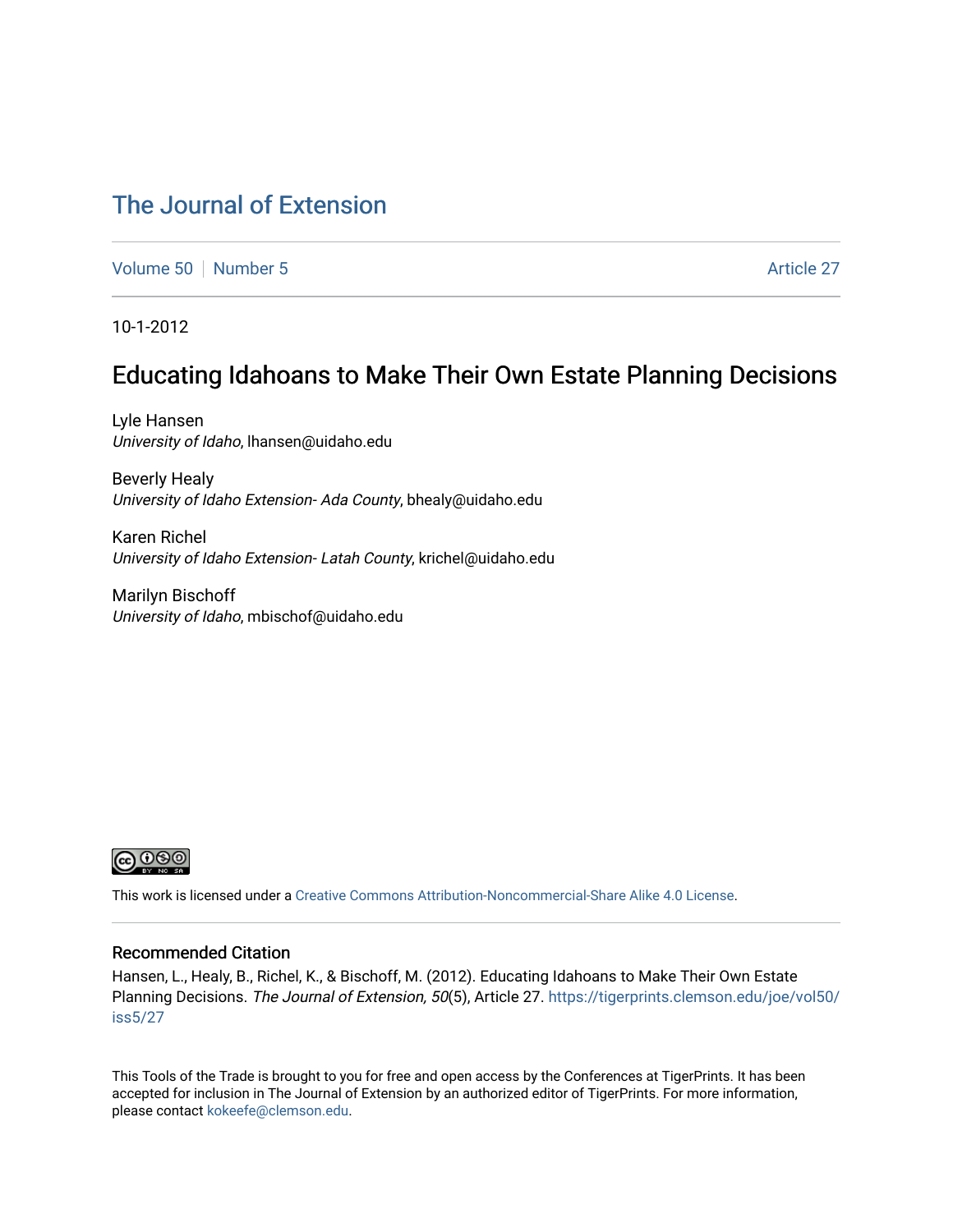# The Journal of Extension

Volume 50 | Number 5 | Article 27

10-1-2012

## Educating Idahoans to Make Their Own Estate Planning Decisions

Lyle Hansen
*University of Idaho*, lhansen@uidaho.edu

Beverly Healy
*University of Idaho Extension- Ada County*, bhealy@uidaho.edu

Karen Richel
*University of Idaho Extension- Latah County*, krichel@uidaho.edu

Marilyn Bischoff
*University of Idaho*, mbischof@uidaho.edu

This work is licensed under a Creative Commons Attribution-Noncommercial-Share Alike 4.0 License.

### Recommended Citation

Hansen, L., Healy, B., Richel, K., & Bischoff, M. (2012). Educating Idahoans to Make Their Own Estate Planning Decisions. *The Journal of Extension, 50*(5), Article 27. https://tigerprints.clemson.edu/joe/vol50/iss5/27

This Tools of the Trade is brought to you for free and open access by the Conferences at TigerPrints. It has been accepted for inclusion in The Journal of Extension by an authorized editor of TigerPrints. For more information, please contact kokeefe@clemson.edu.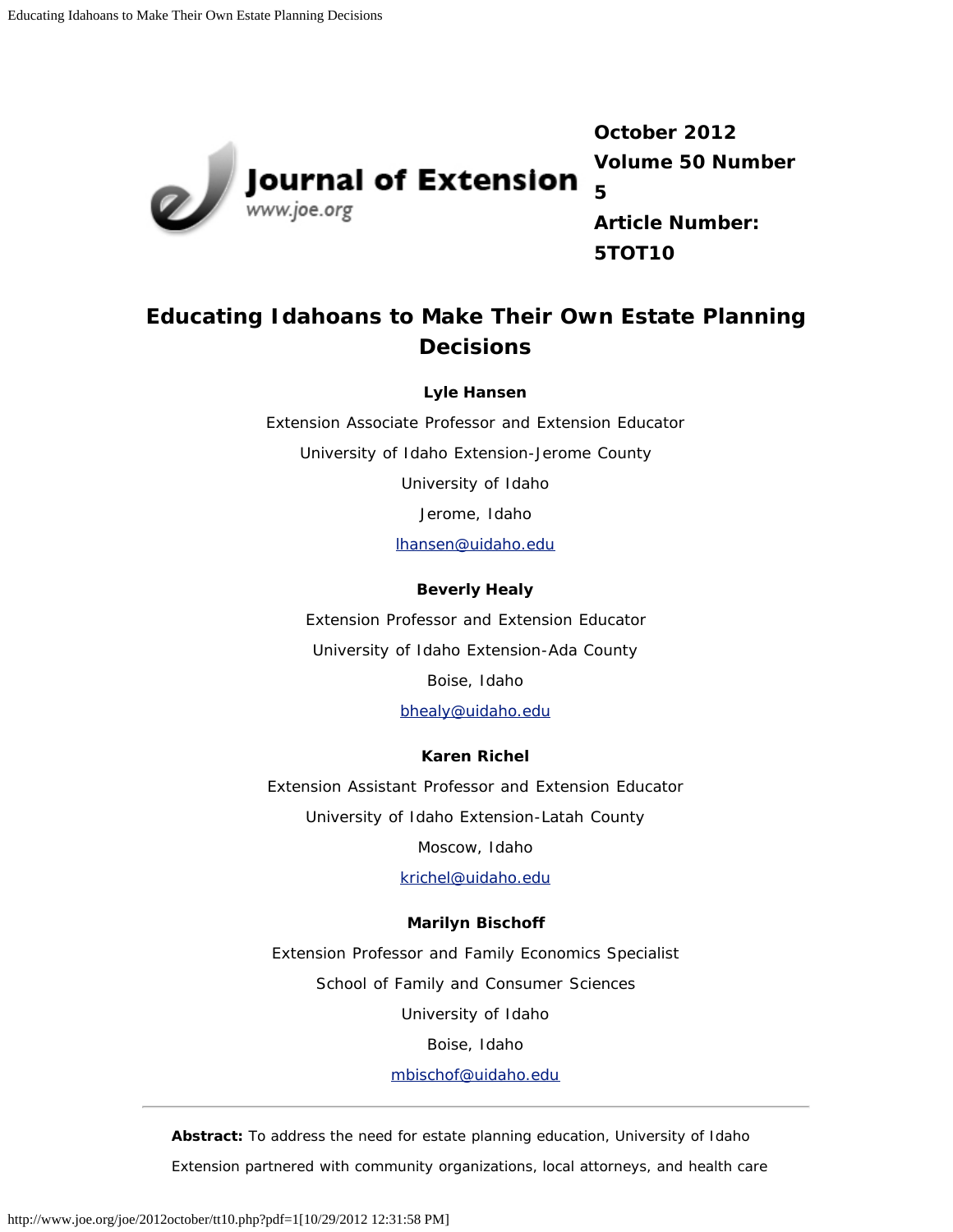October 2012
Volume 50 Number 5
Article Number: 5TOT10

# Educating Idahoans to Make Their Own Estate Planning Decisions

**Lyle Hansen**

Extension Associate Professor and Extension Educator

University of Idaho Extension-Jerome County

University of Idaho

Jerome, Idaho

lhansen@uidaho.edu

**Beverly Healy**

Extension Professor and Extension Educator

University of Idaho Extension-Ada County

Boise, Idaho

bhealy@uidaho.edu

**Karen Richel**

Extension Assistant Professor and Extension Educator

University of Idaho Extension-Latah County

Moscow, Idaho

krichel@uidaho.edu

**Marilyn Bischoff**

Extension Professor and Family Economics Specialist

School of Family and Consumer Sciences

University of Idaho

Boise, Idaho

mbischof@uidaho.edu

---

**Abstract:** To address the need for estate planning education, University of Idaho Extension partnered with community organizations, local attorneys, and health care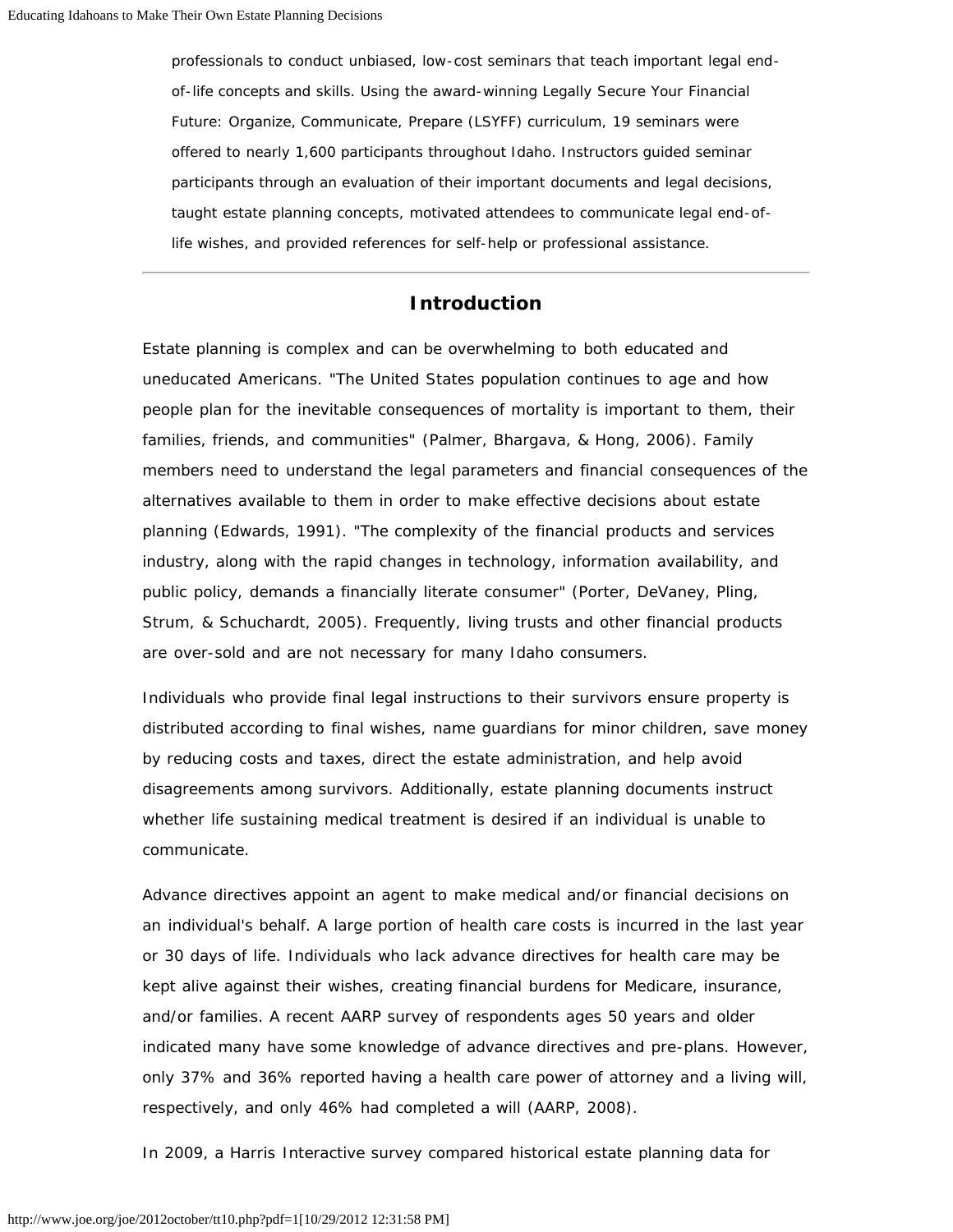professionals to conduct unbiased, low-cost seminars that teach important legal end-of-life concepts and skills. Using the award-winning Legally Secure Your Financial Future: Organize, Communicate, Prepare (LSYFF) curriculum, 19 seminars were offered to nearly 1,600 participants throughout Idaho. Instructors guided seminar participants through an evaluation of their important documents and legal decisions, taught estate planning concepts, motivated attendees to communicate legal end-of-life wishes, and provided references for self-help or professional assistance.

---

## Introduction

Estate planning is complex and can be overwhelming to both educated and uneducated Americans. "The United States population continues to age and how people plan for the inevitable consequences of mortality is important to them, their families, friends, and communities" (Palmer, Bhargava, & Hong, 2006). Family members need to understand the legal parameters and financial consequences of the alternatives available to them in order to make effective decisions about estate planning (Edwards, 1991). "The complexity of the financial products and services industry, along with the rapid changes in technology, information availability, and public policy, demands a financially literate consumer" (Porter, DeVaney, Pling, Strum, & Schuchardt, 2005). Frequently, living trusts and other financial products are over-sold and are not necessary for many Idaho consumers.

Individuals who provide final legal instructions to their survivors ensure property is distributed according to final wishes, name guardians for minor children, save money by reducing costs and taxes, direct the estate administration, and help avoid disagreements among survivors. Additionally, estate planning documents instruct whether life sustaining medical treatment is desired if an individual is unable to communicate.

Advance directives appoint an agent to make medical and/or financial decisions on an individual's behalf. A large portion of health care costs is incurred in the last year or 30 days of life. Individuals who lack advance directives for health care may be kept alive against their wishes, creating financial burdens for Medicare, insurance, and/or families. A recent AARP survey of respondents ages 50 years and older indicated many have some knowledge of advance directives and pre-plans. However, only 37% and 36% reported having a health care power of attorney and a living will, respectively, and only 46% had completed a will (AARP, 2008).

In 2009, a Harris Interactive survey compared historical estate planning data for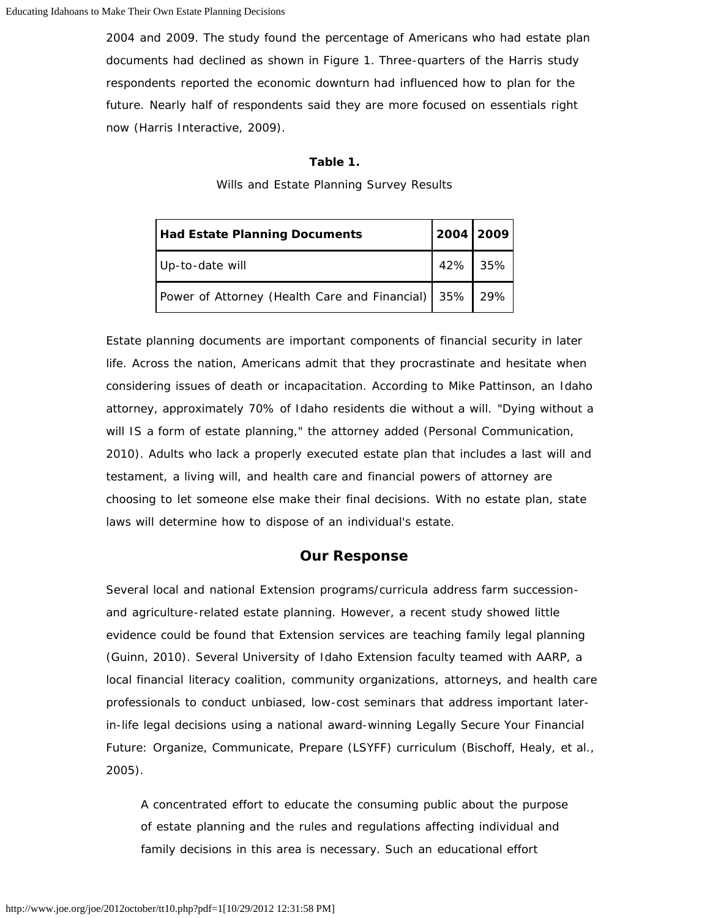2004 and 2009. The study found the percentage of Americans who had estate plan documents had declined as shown in Figure 1. Three-quarters of the Harris study respondents reported the economic downturn had influenced how to plan for the future. Nearly half of respondents said they are more focused on essentials right now (Harris Interactive, 2009).

**Table 1.**

Wills and Estate Planning Survey Results

| Had Estate Planning Documents | 2004 | 2009 |
|---|---|---|
| Up-to-date will | 42% | 35% |
| Power of Attorney (Health Care and Financial) | 35% | 29% |

Estate planning documents are important components of financial security in later life. Across the nation, Americans admit that they procrastinate and hesitate when considering issues of death or incapacitation. According to Mike Pattinson, an Idaho attorney, approximately 70% of Idaho residents die without a will. "Dying without a will IS a form of estate planning," the attorney added (Personal Communication, 2010). Adults who lack a properly executed estate plan that includes a last will and testament, a living will, and health care and financial powers of attorney are choosing to let someone else make their final decisions. With no estate plan, state laws will determine how to dispose of an individual's estate.

## Our Response

Several local and national Extension programs/curricula address farm succession- and agriculture-related estate planning. However, a recent study showed little evidence could be found that Extension services are teaching family legal planning (Guinn, 2010). Several University of Idaho Extension faculty teamed with AARP, a local financial literacy coalition, community organizations, attorneys, and health care professionals to conduct unbiased, low-cost seminars that address important later-in-life legal decisions using a national award-winning Legally Secure Your Financial Future: Organize, Communicate, Prepare (LSYFF) curriculum (Bischoff, Healy, et al., 2005).

> A concentrated effort to educate the consuming public about the purpose of estate planning and the rules and regulations affecting individual and family decisions in this area is necessary. Such an educational effort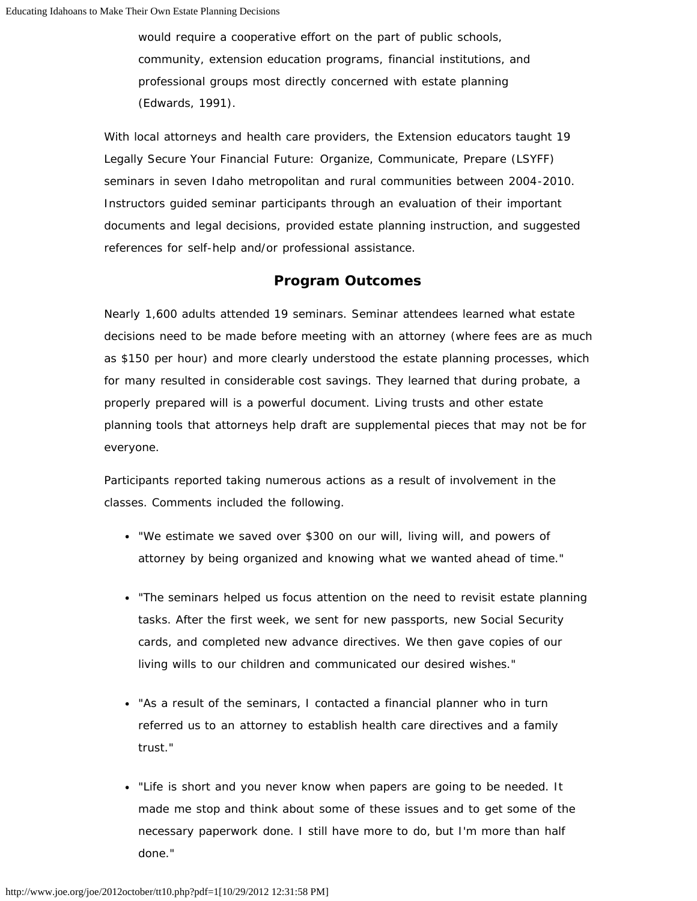> would require a cooperative effort on the part of public schools, community, extension education programs, financial institutions, and professional groups most directly concerned with estate planning (Edwards, 1991).

With local attorneys and health care providers, the Extension educators taught 19 Legally Secure Your Financial Future: Organize, Communicate, Prepare (LSYFF) seminars in seven Idaho metropolitan and rural communities between 2004-2010. Instructors guided seminar participants through an evaluation of their important documents and legal decisions, provided estate planning instruction, and suggested references for self-help and/or professional assistance.

## Program Outcomes

Nearly 1,600 adults attended 19 seminars. Seminar attendees learned what estate decisions need to be made before meeting with an attorney (where fees are as much as $150 per hour) and more clearly understood the estate planning processes, which for many resulted in considerable cost savings. They learned that during probate, a properly prepared will is a powerful document. Living trusts and other estate planning tools that attorneys help draft are supplemental pieces that may not be for everyone.

Participants reported taking numerous actions as a result of involvement in the classes. Comments included the following.

- "We estimate we saved over $300 on our will, living will, and powers of attorney by being organized and knowing what we wanted ahead of time."
- "The seminars helped us focus attention on the need to revisit estate planning tasks. After the first week, we sent for new passports, new Social Security cards, and completed new advance directives. We then gave copies of our living wills to our children and communicated our desired wishes."
- "As a result of the seminars, I contacted a financial planner who in turn referred us to an attorney to establish health care directives and a family trust."
- "Life is short and you never know when papers are going to be needed. It made me stop and think about some of these issues and to get some of the necessary paperwork done. I still have more to do, but I'm more than half done."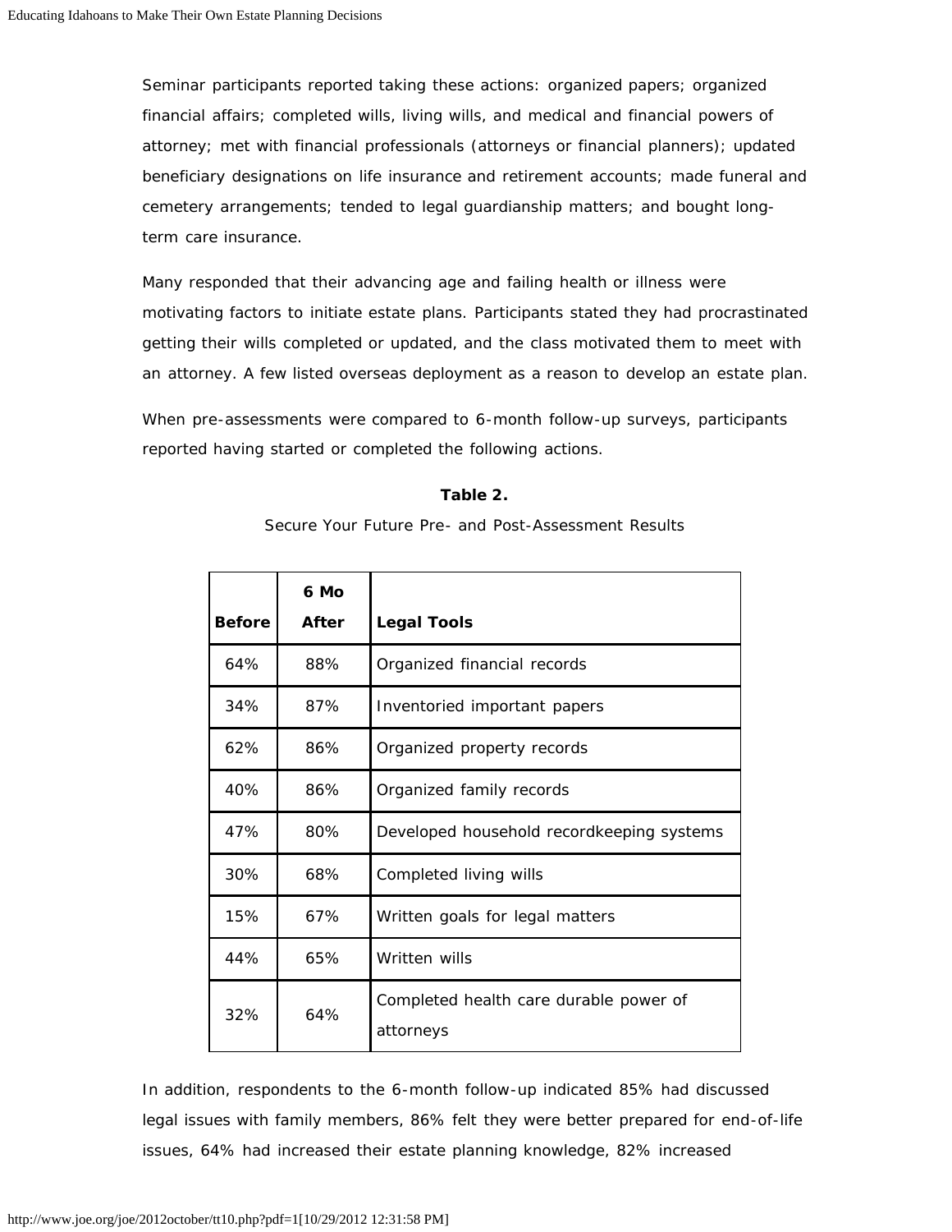Seminar participants reported taking these actions: organized papers; organized financial affairs; completed wills, living wills, and medical and financial powers of attorney; met with financial professionals (attorneys or financial planners); updated beneficiary designations on life insurance and retirement accounts; made funeral and cemetery arrangements; tended to legal guardianship matters; and bought long-term care insurance.

Many responded that their advancing age and failing health or illness were motivating factors to initiate estate plans. Participants stated they had procrastinated getting their wills completed or updated, and the class motivated them to meet with an attorney. A few listed overseas deployment as a reason to develop an estate plan.

When pre-assessments were compared to 6-month follow-up surveys, participants reported having started or completed the following actions.

**Table 2.**

Secure Your Future Pre- and Post-Assessment Results

| Before | 6 Mo After | Legal Tools |
|---|---|---|
| 64% | 88% | Organized financial records |
| 34% | 87% | Inventoried important papers |
| 62% | 86% | Organized property records |
| 40% | 86% | Organized family records |
| 47% | 80% | Developed household recordkeeping systems |
| 30% | 68% | Completed living wills |
| 15% | 67% | Written goals for legal matters |
| 44% | 65% | Written wills |
| 32% | 64% | Completed health care durable power of attorneys |

In addition, respondents to the 6-month follow-up indicated 85% had discussed legal issues with family members, 86% felt they were better prepared for end-of-life issues, 64% had increased their estate planning knowledge, 82% increased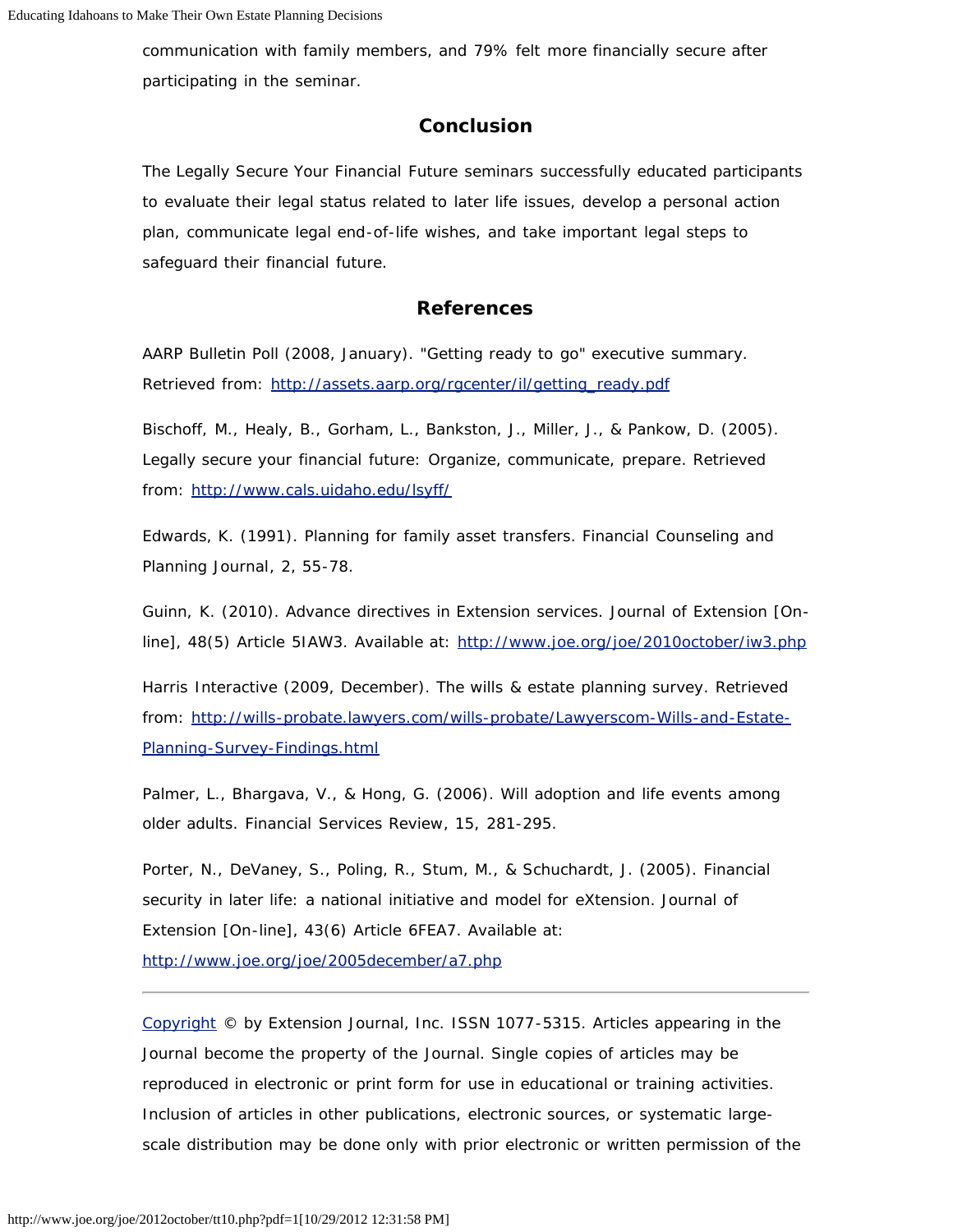communication with family members, and 79% felt more financially secure after participating in the seminar.

## Conclusion

The Legally Secure Your Financial Future seminars successfully educated participants to evaluate their legal status related to later life issues, develop a personal action plan, communicate legal end-of-life wishes, and take important legal steps to safeguard their financial future.

## References

AARP Bulletin Poll (2008, January). "Getting ready to go" executive summary. Retrieved from: http://assets.aarp.org/rgcenter/il/getting_ready.pdf

Bischoff, M., Healy, B., Gorham, L., Bankston, J., Miller, J., & Pankow, D. (2005). Legally secure your financial future: Organize, communicate, prepare. Retrieved from: http://www.cals.uidaho.edu/lsyff/

Edwards, K. (1991). Planning for family asset transfers. Financial Counseling and Planning Journal, 2, 55-78.

Guinn, K. (2010). Advance directives in Extension services. Journal of Extension [On-line], 48(5) Article 5IAW3. Available at: http://www.joe.org/joe/2010october/iw3.php

Harris Interactive (2009, December). The wills & estate planning survey. Retrieved from: http://wills-probate.lawyers.com/wills-probate/Lawyerscom-Wills-and-Estate-Planning-Survey-Findings.html

Palmer, L., Bhargava, V., & Hong, G. (2006). Will adoption and life events among older adults. Financial Services Review, 15, 281-295.

Porter, N., DeVaney, S., Poling, R., Stum, M., & Schuchardt, J. (2005). Financial security in later life: a national initiative and model for eXtension. Journal of Extension [On-line], 43(6) Article 6FEA7. Available at: http://www.joe.org/joe/2005december/a7.php

---

Copyright © by Extension Journal, Inc. ISSN 1077-5315. Articles appearing in the Journal become the property of the Journal. Single copies of articles may be reproduced in electronic or print form for use in educational or training activities. Inclusion of articles in other publications, electronic sources, or systematic large-scale distribution may be done only with prior electronic or written permission of the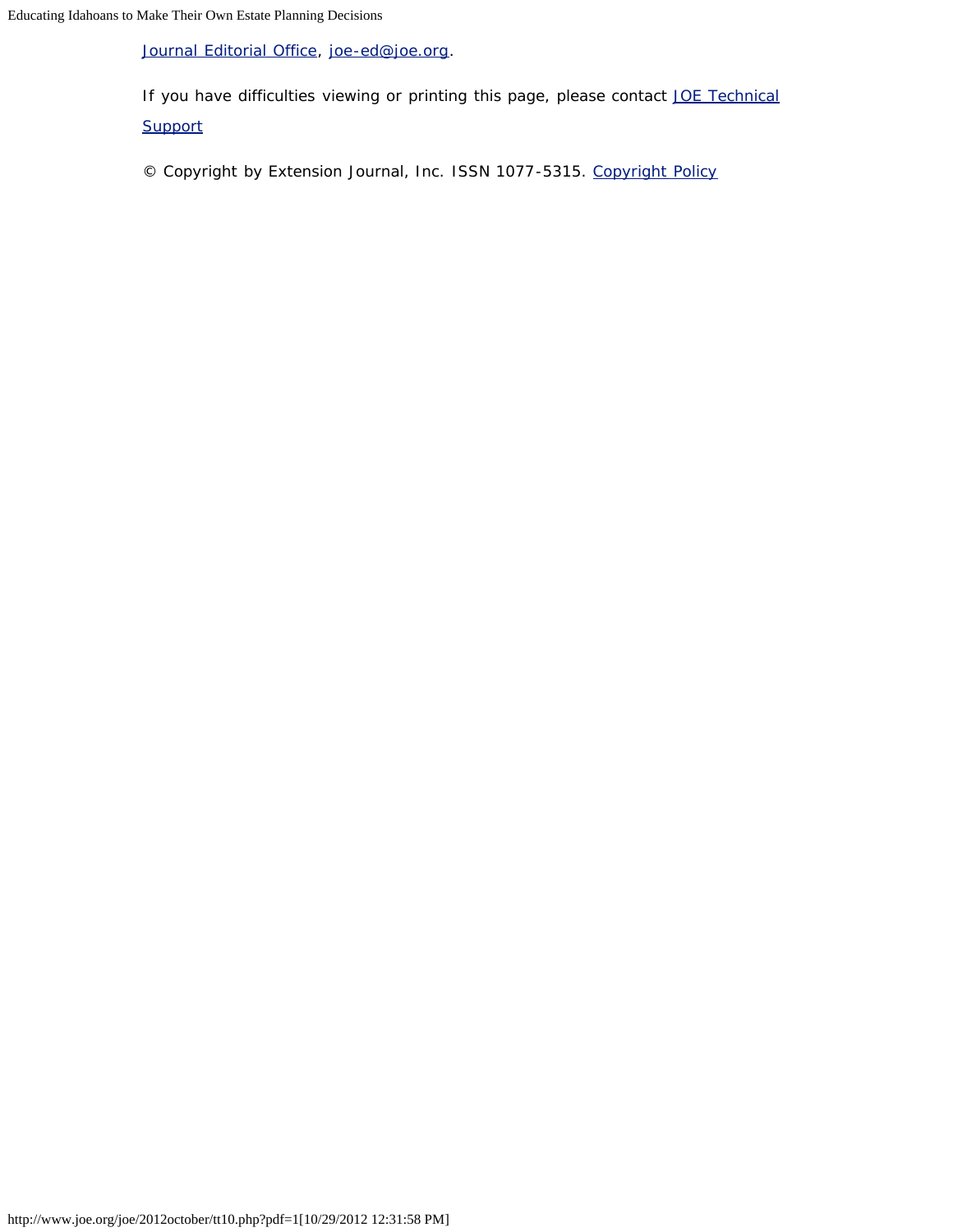Journal Editorial Office, joe-ed@joe.org.

If you have difficulties viewing or printing this page, please contact JOE Technical Support

© Copyright by Extension Journal, Inc. ISSN 1077-5315. Copyright Policy